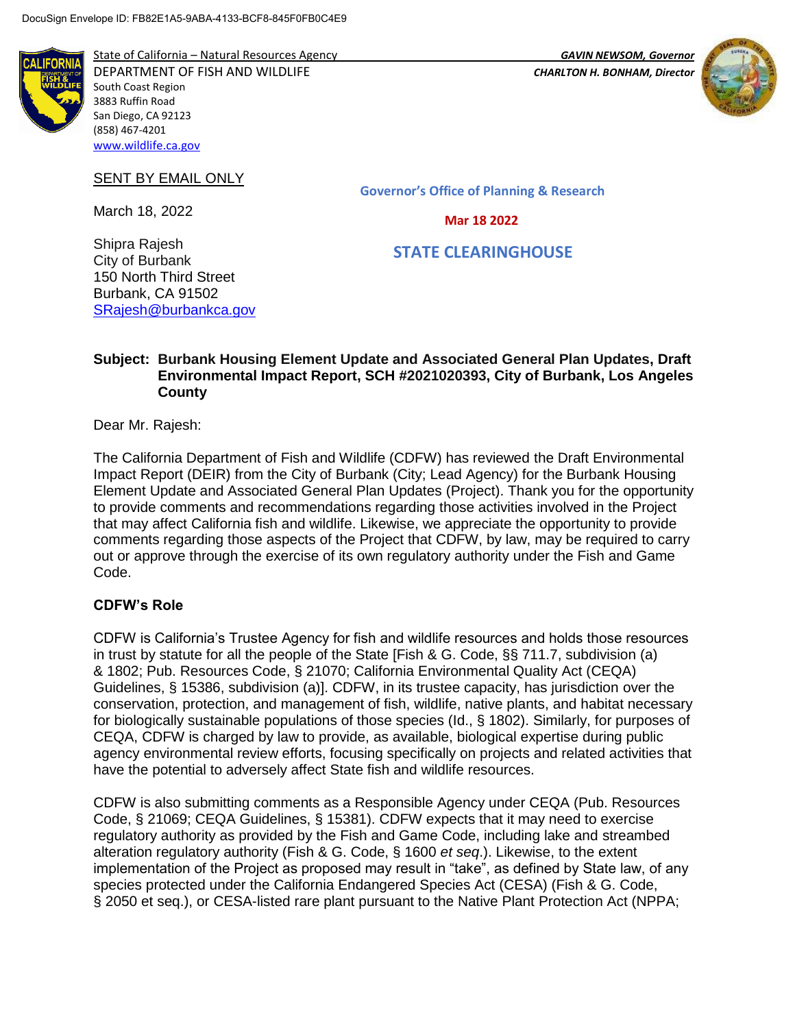DocuSign Envelope ID: FB82E1A5-9ABA-4133-BCF8-845F0FB0C4E9

State of California – Natural Resources Agency
DEPARTMENT OF FISH AND WILDLIFE
South Coast Region
3883 Ruffin Road
San Diego, CA 92123
(858) 467-4201
www.wildlife.ca.gov

*GAVIN NEWSOM, Governor*
*CHARLTON H. BONHAM, Director*

SENT BY EMAIL ONLY

Governor's Office of Planning & Research

Mar 18 2022

STATE CLEARINGHOUSE

March 18, 2022

Shipra Rajesh
City of Burbank
150 North Third Street
Burbank, CA 91502
SRajesh@burbankca.gov

**Subject: Burbank Housing Element Update and Associated General Plan Updates, Draft Environmental Impact Report, SCH #2021020393, City of Burbank, Los Angeles County**

Dear Mr. Rajesh:

The California Department of Fish and Wildlife (CDFW) has reviewed the Draft Environmental Impact Report (DEIR) from the City of Burbank (City; Lead Agency) for the Burbank Housing Element Update and Associated General Plan Updates (Project). Thank you for the opportunity to provide comments and recommendations regarding those activities involved in the Project that may affect California fish and wildlife. Likewise, we appreciate the opportunity to provide comments regarding those aspects of the Project that CDFW, by law, may be required to carry out or approve through the exercise of its own regulatory authority under the Fish and Game Code.

**CDFW's Role**

CDFW is California's Trustee Agency for fish and wildlife resources and holds those resources in trust by statute for all the people of the State [Fish & G. Code, §§ 711.7, subdivision (a) & 1802; Pub. Resources Code, § 21070; California Environmental Quality Act (CEQA) Guidelines, § 15386, subdivision (a)]. CDFW, in its trustee capacity, has jurisdiction over the conservation, protection, and management of fish, wildlife, native plants, and habitat necessary for biologically sustainable populations of those species (Id., § 1802). Similarly, for purposes of CEQA, CDFW is charged by law to provide, as available, biological expertise during public agency environmental review efforts, focusing specifically on projects and related activities that have the potential to adversely affect State fish and wildlife resources.

CDFW is also submitting comments as a Responsible Agency under CEQA (Pub. Resources Code, § 21069; CEQA Guidelines, § 15381). CDFW expects that it may need to exercise regulatory authority as provided by the Fish and Game Code, including lake and streambed alteration regulatory authority (Fish & G. Code, § 1600 *et seq*.). Likewise, to the extent implementation of the Project as proposed may result in "take", as defined by State law, of any species protected under the California Endangered Species Act (CESA) (Fish & G. Code, § 2050 et seq.), or CESA-listed rare plant pursuant to the Native Plant Protection Act (NPPA;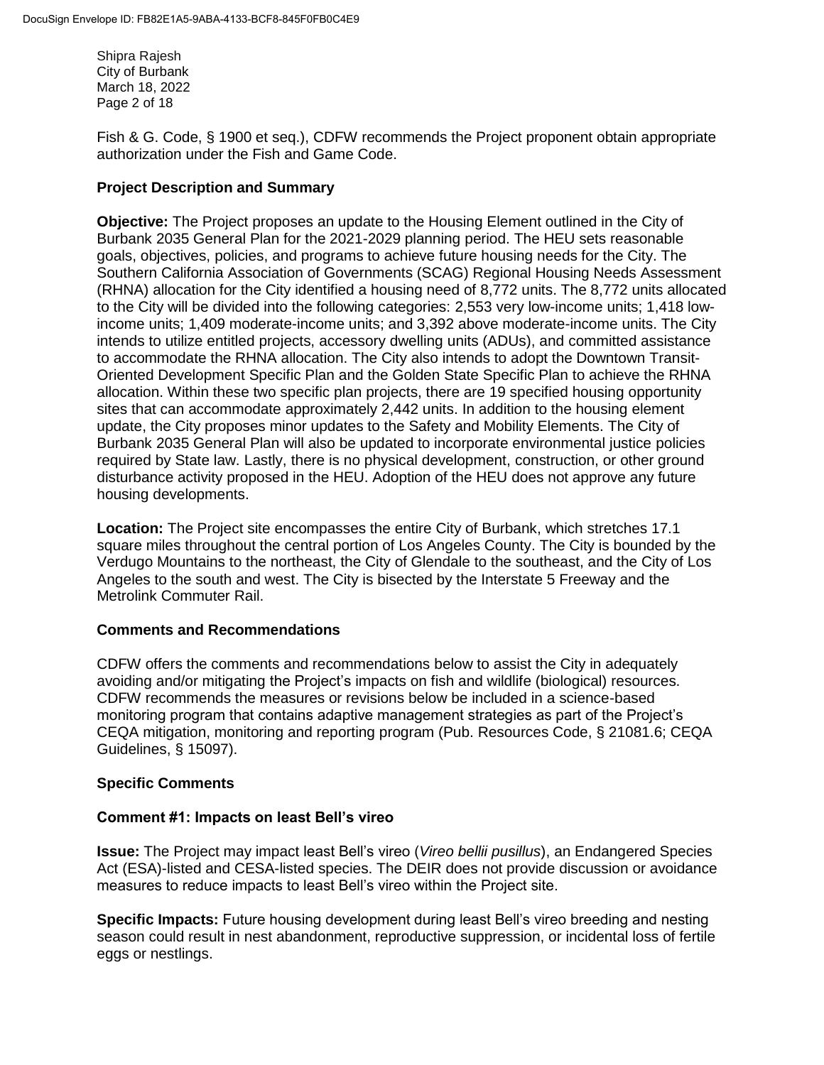Fish & G. Code, § 1900 et seq.), CDFW recommends the Project proponent obtain appropriate authorization under the Fish and Game Code.

## Project Description and Summary

**Objective:** The Project proposes an update to the Housing Element outlined in the City of Burbank 2035 General Plan for the 2021-2029 planning period. The HEU sets reasonable goals, objectives, policies, and programs to achieve future housing needs for the City. The Southern California Association of Governments (SCAG) Regional Housing Needs Assessment (RHNA) allocation for the City identified a housing need of 8,772 units. The 8,772 units allocated to the City will be divided into the following categories: 2,553 very low-income units; 1,418 low-income units; 1,409 moderate-income units; and 3,392 above moderate-income units. The City intends to utilize entitled projects, accessory dwelling units (ADUs), and committed assistance to accommodate the RHNA allocation. The City also intends to adopt the Downtown Transit-Oriented Development Specific Plan and the Golden State Specific Plan to achieve the RHNA allocation. Within these two specific plan projects, there are 19 specified housing opportunity sites that can accommodate approximately 2,442 units. In addition to the housing element update, the City proposes minor updates to the Safety and Mobility Elements. The City of Burbank 2035 General Plan will also be updated to incorporate environmental justice policies required by State law. Lastly, there is no physical development, construction, or other ground disturbance activity proposed in the HEU. Adoption of the HEU does not approve any future housing developments.

**Location:** The Project site encompasses the entire City of Burbank, which stretches 17.1 square miles throughout the central portion of Los Angeles County. The City is bounded by the Verdugo Mountains to the northeast, the City of Glendale to the southeast, and the City of Los Angeles to the south and west. The City is bisected by the Interstate 5 Freeway and the Metrolink Commuter Rail.

## Comments and Recommendations

CDFW offers the comments and recommendations below to assist the City in adequately avoiding and/or mitigating the Project's impacts on fish and wildlife (biological) resources. CDFW recommends the measures or revisions below be included in a science-based monitoring program that contains adaptive management strategies as part of the Project's CEQA mitigation, monitoring and reporting program (Pub. Resources Code, § 21081.6; CEQA Guidelines, § 15097).

## Specific Comments

### Comment #1: Impacts on least Bell's vireo

**Issue:** The Project may impact least Bell's vireo (*Vireo bellii pusillus*), an Endangered Species Act (ESA)-listed and CESA-listed species. The DEIR does not provide discussion or avoidance measures to reduce impacts to least Bell's vireo within the Project site.

**Specific Impacts:** Future housing development during least Bell's vireo breeding and nesting season could result in nest abandonment, reproductive suppression, or incidental loss of fertile eggs or nestlings.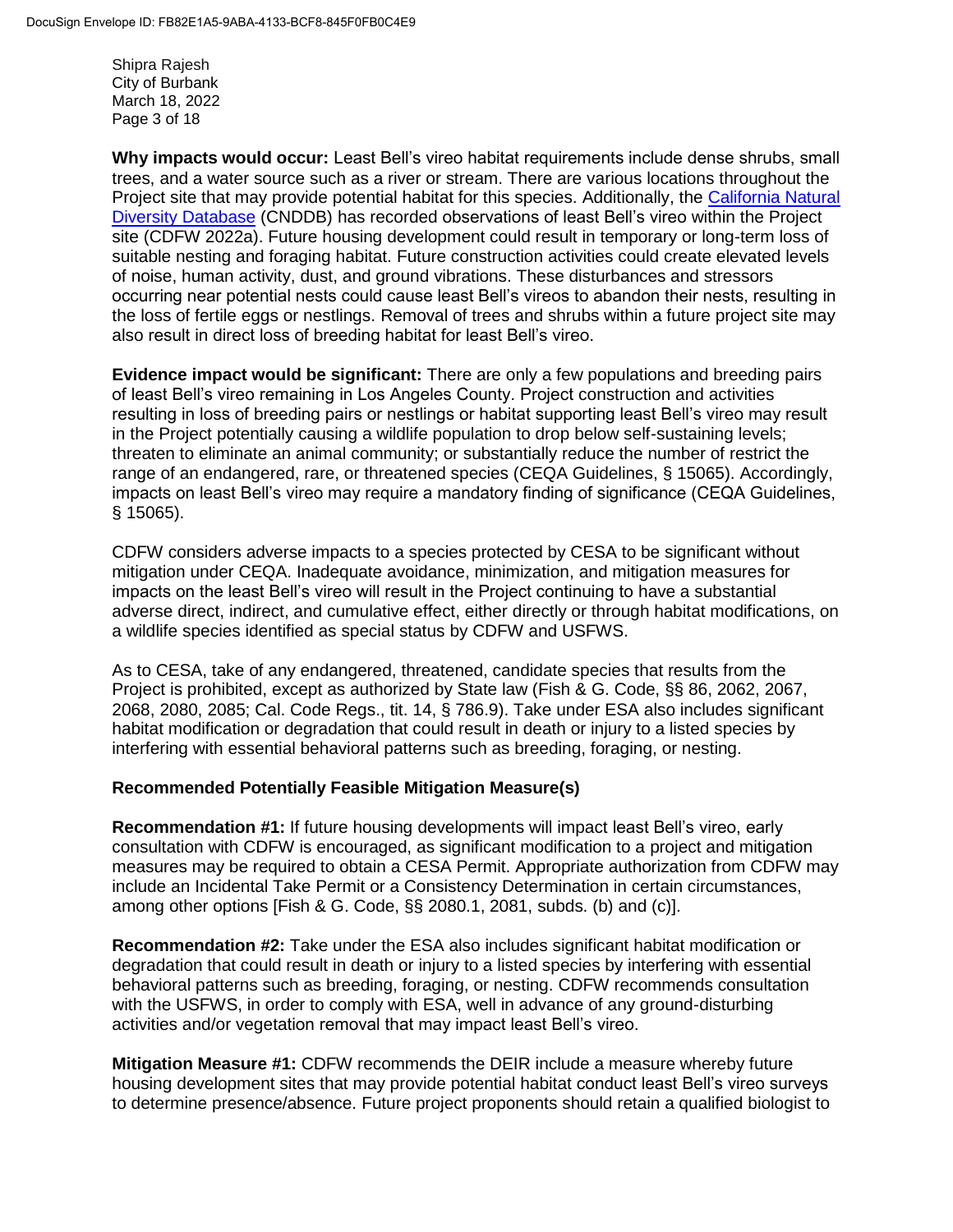**Why impacts would occur:** Least Bell's vireo habitat requirements include dense shrubs, small trees, and a water source such as a river or stream. There are various locations throughout the Project site that may provide potential habitat for this species. Additionally, the California Natural Diversity Database (CNDDB) has recorded observations of least Bell's vireo within the Project site (CDFW 2022a). Future housing development could result in temporary or long-term loss of suitable nesting and foraging habitat. Future construction activities could create elevated levels of noise, human activity, dust, and ground vibrations. These disturbances and stressors occurring near potential nests could cause least Bell's vireos to abandon their nests, resulting in the loss of fertile eggs or nestlings. Removal of trees and shrubs within a future project site may also result in direct loss of breeding habitat for least Bell's vireo.

**Evidence impact would be significant:** There are only a few populations and breeding pairs of least Bell's vireo remaining in Los Angeles County. Project construction and activities resulting in loss of breeding pairs or nestlings or habitat supporting least Bell's vireo may result in the Project potentially causing a wildlife population to drop below self-sustaining levels; threaten to eliminate an animal community; or substantially reduce the number of restrict the range of an endangered, rare, or threatened species (CEQA Guidelines, § 15065). Accordingly, impacts on least Bell's vireo may require a mandatory finding of significance (CEQA Guidelines, § 15065).

CDFW considers adverse impacts to a species protected by CESA to be significant without mitigation under CEQA. Inadequate avoidance, minimization, and mitigation measures for impacts on the least Bell's vireo will result in the Project continuing to have a substantial adverse direct, indirect, and cumulative effect, either directly or through habitat modifications, on a wildlife species identified as special status by CDFW and USFWS.

As to CESA, take of any endangered, threatened, candidate species that results from the Project is prohibited, except as authorized by State law (Fish & G. Code, §§ 86, 2062, 2067, 2068, 2080, 2085; Cal. Code Regs., tit. 14, § 786.9). Take under ESA also includes significant habitat modification or degradation that could result in death or injury to a listed species by interfering with essential behavioral patterns such as breeding, foraging, or nesting.

**Recommended Potentially Feasible Mitigation Measure(s)**

**Recommendation #1:** If future housing developments will impact least Bell's vireo, early consultation with CDFW is encouraged, as significant modification to a project and mitigation measures may be required to obtain a CESA Permit. Appropriate authorization from CDFW may include an Incidental Take Permit or a Consistency Determination in certain circumstances, among other options [Fish & G. Code, §§ 2080.1, 2081, subds. (b) and (c)].

**Recommendation #2:** Take under the ESA also includes significant habitat modification or degradation that could result in death or injury to a listed species by interfering with essential behavioral patterns such as breeding, foraging, or nesting. CDFW recommends consultation with the USFWS, in order to comply with ESA, well in advance of any ground-disturbing activities and/or vegetation removal that may impact least Bell's vireo.

**Mitigation Measure #1:** CDFW recommends the DEIR include a measure whereby future housing development sites that may provide potential habitat conduct least Bell's vireo surveys to determine presence/absence. Future project proponents should retain a qualified biologist to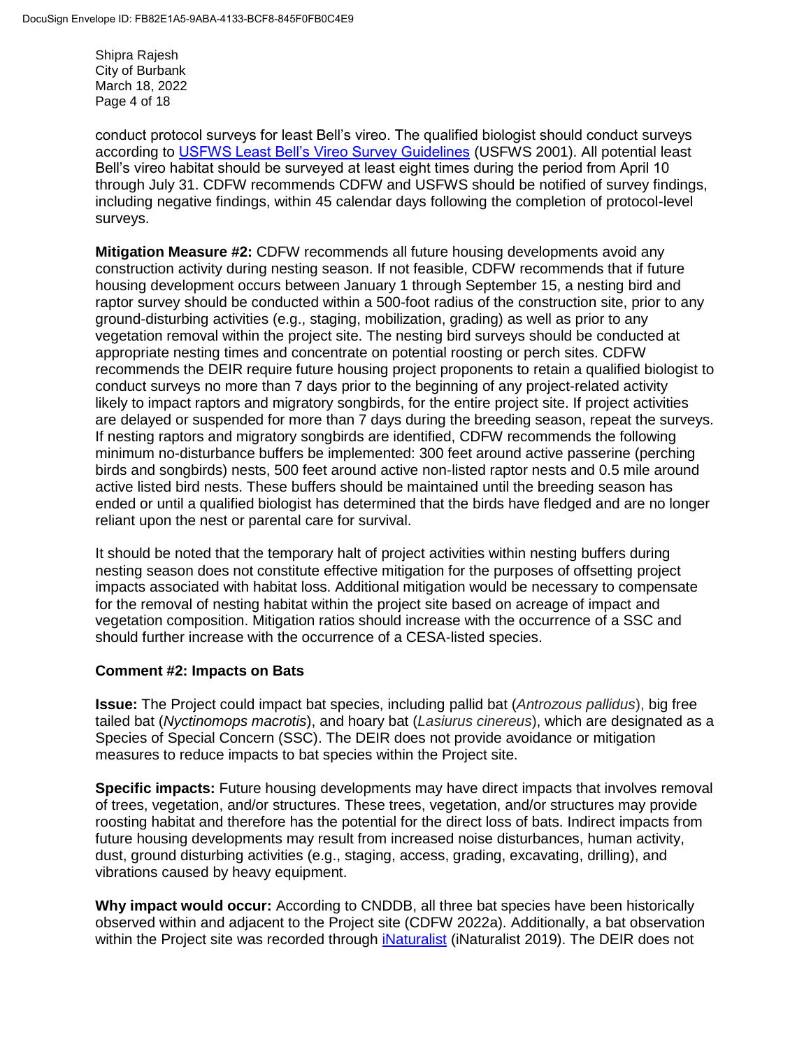conduct protocol surveys for least Bell's vireo. The qualified biologist should conduct surveys according to USFWS Least Bell's Vireo Survey Guidelines (USFWS 2001). All potential least Bell's vireo habitat should be surveyed at least eight times during the period from April 10 through July 31. CDFW recommends CDFW and USFWS should be notified of survey findings, including negative findings, within 45 calendar days following the completion of protocol-level surveys.

**Mitigation Measure #2:** CDFW recommends all future housing developments avoid any construction activity during nesting season. If not feasible, CDFW recommends that if future housing development occurs between January 1 through September 15, a nesting bird and raptor survey should be conducted within a 500-foot radius of the construction site, prior to any ground-disturbing activities (e.g., staging, mobilization, grading) as well as prior to any vegetation removal within the project site. The nesting bird surveys should be conducted at appropriate nesting times and concentrate on potential roosting or perch sites. CDFW recommends the DEIR require future housing project proponents to retain a qualified biologist to conduct surveys no more than 7 days prior to the beginning of any project-related activity likely to impact raptors and migratory songbirds, for the entire project site. If project activities are delayed or suspended for more than 7 days during the breeding season, repeat the surveys. If nesting raptors and migratory songbirds are identified, CDFW recommends the following minimum no-disturbance buffers be implemented: 300 feet around active passerine (perching birds and songbirds) nests, 500 feet around active non-listed raptor nests and 0.5 mile around active listed bird nests. These buffers should be maintained until the breeding season has ended or until a qualified biologist has determined that the birds have fledged and are no longer reliant upon the nest or parental care for survival.

It should be noted that the temporary halt of project activities within nesting buffers during nesting season does not constitute effective mitigation for the purposes of offsetting project impacts associated with habitat loss. Additional mitigation would be necessary to compensate for the removal of nesting habitat within the project site based on acreage of impact and vegetation composition. Mitigation ratios should increase with the occurrence of a SSC and should further increase with the occurrence of a CESA-listed species.

**Comment #2: Impacts on Bats**

**Issue:** The Project could impact bat species, including pallid bat (*Antrozous pallidus*), big free tailed bat (*Nyctinomops macrotis*), and hoary bat (*Lasiurus cinereus*), which are designated as a Species of Special Concern (SSC). The DEIR does not provide avoidance or mitigation measures to reduce impacts to bat species within the Project site.

**Specific impacts:** Future housing developments may have direct impacts that involves removal of trees, vegetation, and/or structures. These trees, vegetation, and/or structures may provide roosting habitat and therefore has the potential for the direct loss of bats. Indirect impacts from future housing developments may result from increased noise disturbances, human activity, dust, ground disturbing activities (e.g., staging, access, grading, excavating, drilling), and vibrations caused by heavy equipment.

**Why impact would occur:** According to CNDDB, all three bat species have been historically observed within and adjacent to the Project site (CDFW 2022a). Additionally, a bat observation within the Project site was recorded through iNaturalist (iNaturalist 2019). The DEIR does not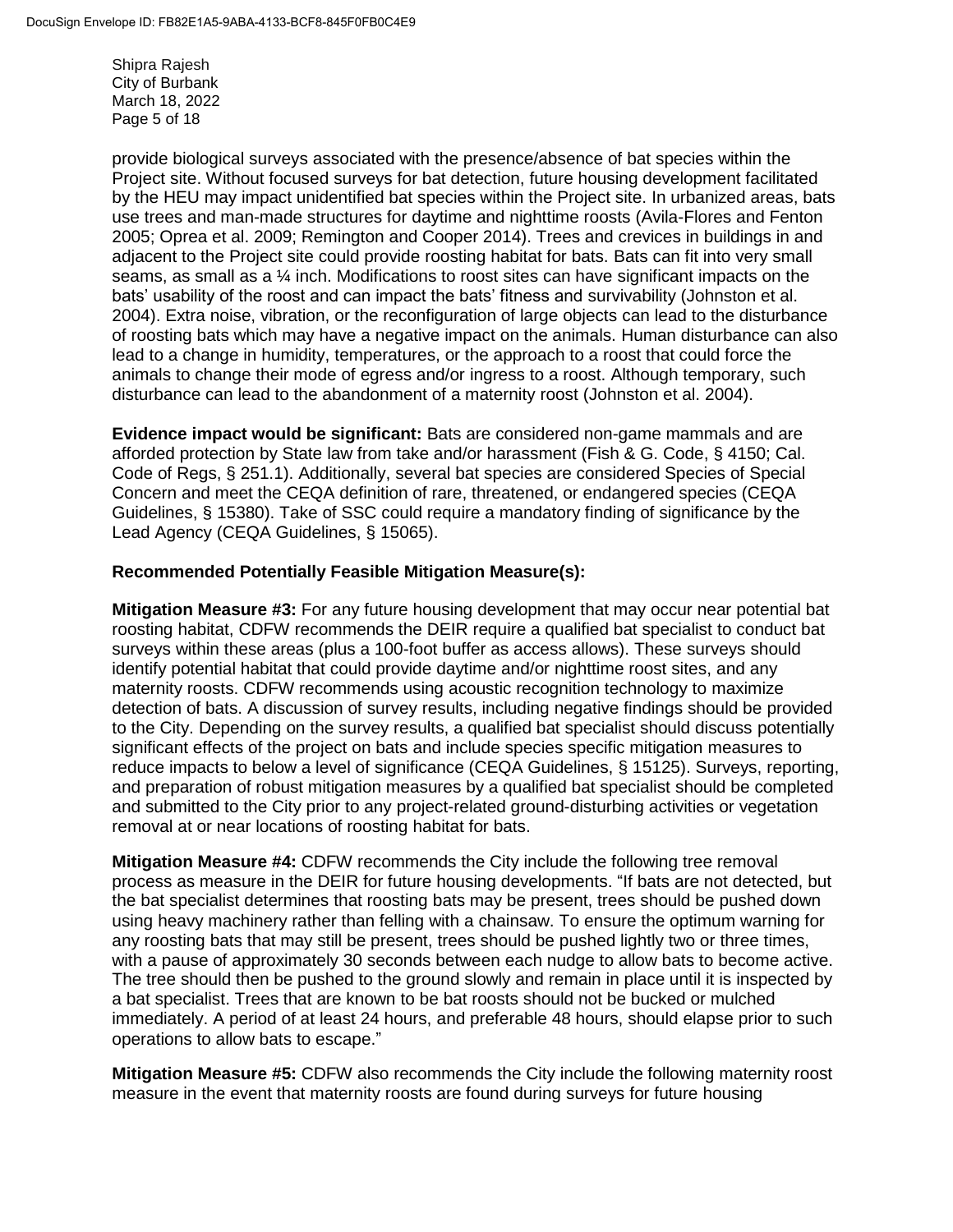provide biological surveys associated with the presence/absence of bat species within the Project site. Without focused surveys for bat detection, future housing development facilitated by the HEU may impact unidentified bat species within the Project site. In urbanized areas, bats use trees and man-made structures for daytime and nighttime roosts (Avila-Flores and Fenton 2005; Oprea et al. 2009; Remington and Cooper 2014). Trees and crevices in buildings in and adjacent to the Project site could provide roosting habitat for bats. Bats can fit into very small seams, as small as a ¼ inch. Modifications to roost sites can have significant impacts on the bats' usability of the roost and can impact the bats' fitness and survivability (Johnston et al. 2004). Extra noise, vibration, or the reconfiguration of large objects can lead to the disturbance of roosting bats which may have a negative impact on the animals. Human disturbance can also lead to a change in humidity, temperatures, or the approach to a roost that could force the animals to change their mode of egress and/or ingress to a roost. Although temporary, such disturbance can lead to the abandonment of a maternity roost (Johnston et al. 2004).

**Evidence impact would be significant:** Bats are considered non-game mammals and are afforded protection by State law from take and/or harassment (Fish & G. Code, § 4150; Cal. Code of Regs, § 251.1). Additionally, several bat species are considered Species of Special Concern and meet the CEQA definition of rare, threatened, or endangered species (CEQA Guidelines, § 15380). Take of SSC could require a mandatory finding of significance by the Lead Agency (CEQA Guidelines, § 15065).

**Recommended Potentially Feasible Mitigation Measure(s):**

**Mitigation Measure #3:** For any future housing development that may occur near potential bat roosting habitat, CDFW recommends the DEIR require a qualified bat specialist to conduct bat surveys within these areas (plus a 100-foot buffer as access allows). These surveys should identify potential habitat that could provide daytime and/or nighttime roost sites, and any maternity roosts. CDFW recommends using acoustic recognition technology to maximize detection of bats. A discussion of survey results, including negative findings should be provided to the City. Depending on the survey results, a qualified bat specialist should discuss potentially significant effects of the project on bats and include species specific mitigation measures to reduce impacts to below a level of significance (CEQA Guidelines, § 15125). Surveys, reporting, and preparation of robust mitigation measures by a qualified bat specialist should be completed and submitted to the City prior to any project-related ground-disturbing activities or vegetation removal at or near locations of roosting habitat for bats.

**Mitigation Measure #4:** CDFW recommends the City include the following tree removal process as measure in the DEIR for future housing developments. "If bats are not detected, but the bat specialist determines that roosting bats may be present, trees should be pushed down using heavy machinery rather than felling with a chainsaw. To ensure the optimum warning for any roosting bats that may still be present, trees should be pushed lightly two or three times, with a pause of approximately 30 seconds between each nudge to allow bats to become active. The tree should then be pushed to the ground slowly and remain in place until it is inspected by a bat specialist. Trees that are known to be bat roosts should not be bucked or mulched immediately. A period of at least 24 hours, and preferable 48 hours, should elapse prior to such operations to allow bats to escape."

**Mitigation Measure #5:** CDFW also recommends the City include the following maternity roost measure in the event that maternity roosts are found during surveys for future housing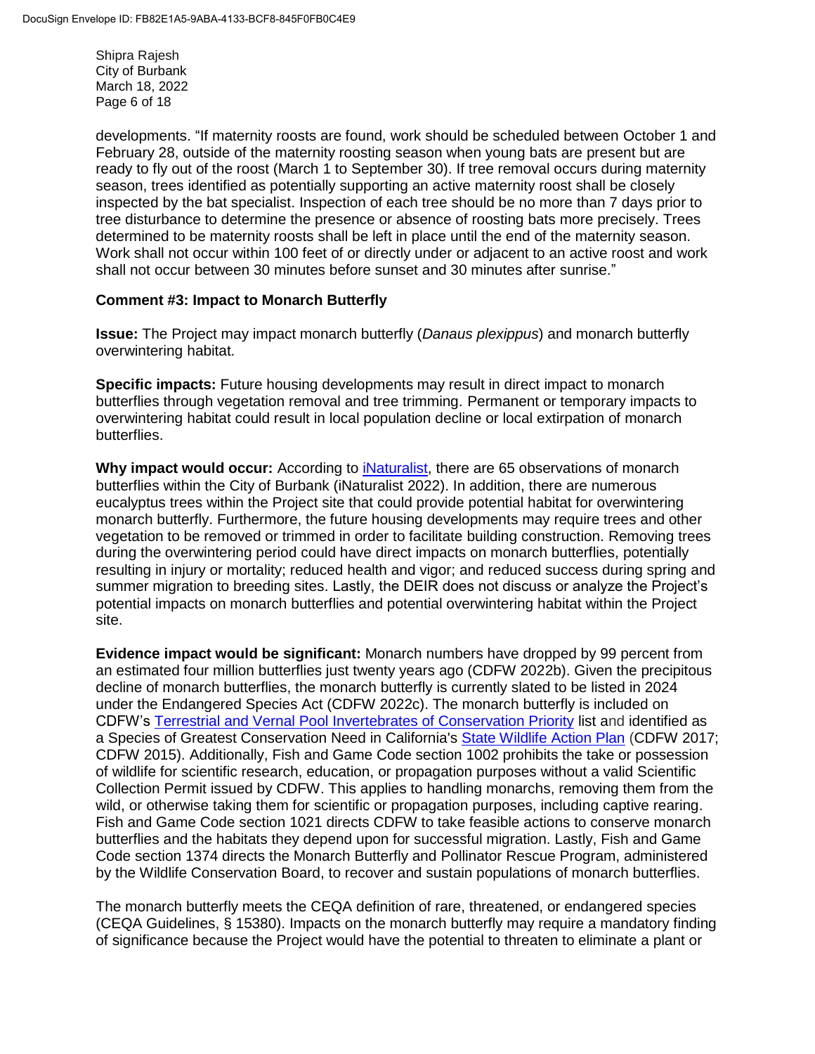developments. "If maternity roosts are found, work should be scheduled between October 1 and February 28, outside of the maternity roosting season when young bats are present but are ready to fly out of the roost (March 1 to September 30). If tree removal occurs during maternity season, trees identified as potentially supporting an active maternity roost shall be closely inspected by the bat specialist. Inspection of each tree should be no more than 7 days prior to tree disturbance to determine the presence or absence of roosting bats more precisely. Trees determined to be maternity roosts shall be left in place until the end of the maternity season. Work shall not occur within 100 feet of or directly under or adjacent to an active roost and work shall not occur between 30 minutes before sunset and 30 minutes after sunrise."

**Comment #3: Impact to Monarch Butterfly**

**Issue:** The Project may impact monarch butterfly (*Danaus plexippus*) and monarch butterfly overwintering habitat.

**Specific impacts:** Future housing developments may result in direct impact to monarch butterflies through vegetation removal and tree trimming. Permanent or temporary impacts to overwintering habitat could result in local population decline or local extirpation of monarch butterflies.

**Why impact would occur:** According to iNaturalist, there are 65 observations of monarch butterflies within the City of Burbank (iNaturalist 2022). In addition, there are numerous eucalyptus trees within the Project site that could provide potential habitat for overwintering monarch butterfly. Furthermore, the future housing developments may require trees and other vegetation to be removed or trimmed in order to facilitate building construction. Removing trees during the overwintering period could have direct impacts on monarch butterflies, potentially resulting in injury or mortality; reduced health and vigor; and reduced success during spring and summer migration to breeding sites. Lastly, the DEIR does not discuss or analyze the Project's potential impacts on monarch butterflies and potential overwintering habitat within the Project site.

**Evidence impact would be significant:** Monarch numbers have dropped by 99 percent from an estimated four million butterflies just twenty years ago (CDFW 2022b). Given the precipitous decline of monarch butterflies, the monarch butterfly is currently slated to be listed in 2024 under the Endangered Species Act (CDFW 2022c). The monarch butterfly is included on CDFW's Terrestrial and Vernal Pool Invertebrates of Conservation Priority list and identified as a Species of Greatest Conservation Need in California's State Wildlife Action Plan (CDFW 2017; CDFW 2015). Additionally, Fish and Game Code section 1002 prohibits the take or possession of wildlife for scientific research, education, or propagation purposes without a valid Scientific Collection Permit issued by CDFW. This applies to handling monarchs, removing them from the wild, or otherwise taking them for scientific or propagation purposes, including captive rearing. Fish and Game Code section 1021 directs CDFW to take feasible actions to conserve monarch butterflies and the habitats they depend upon for successful migration. Lastly, Fish and Game Code section 1374 directs the Monarch Butterfly and Pollinator Rescue Program, administered by the Wildlife Conservation Board, to recover and sustain populations of monarch butterflies.

The monarch butterfly meets the CEQA definition of rare, threatened, or endangered species (CEQA Guidelines, § 15380). Impacts on the monarch butterfly may require a mandatory finding of significance because the Project would have the potential to threaten to eliminate a plant or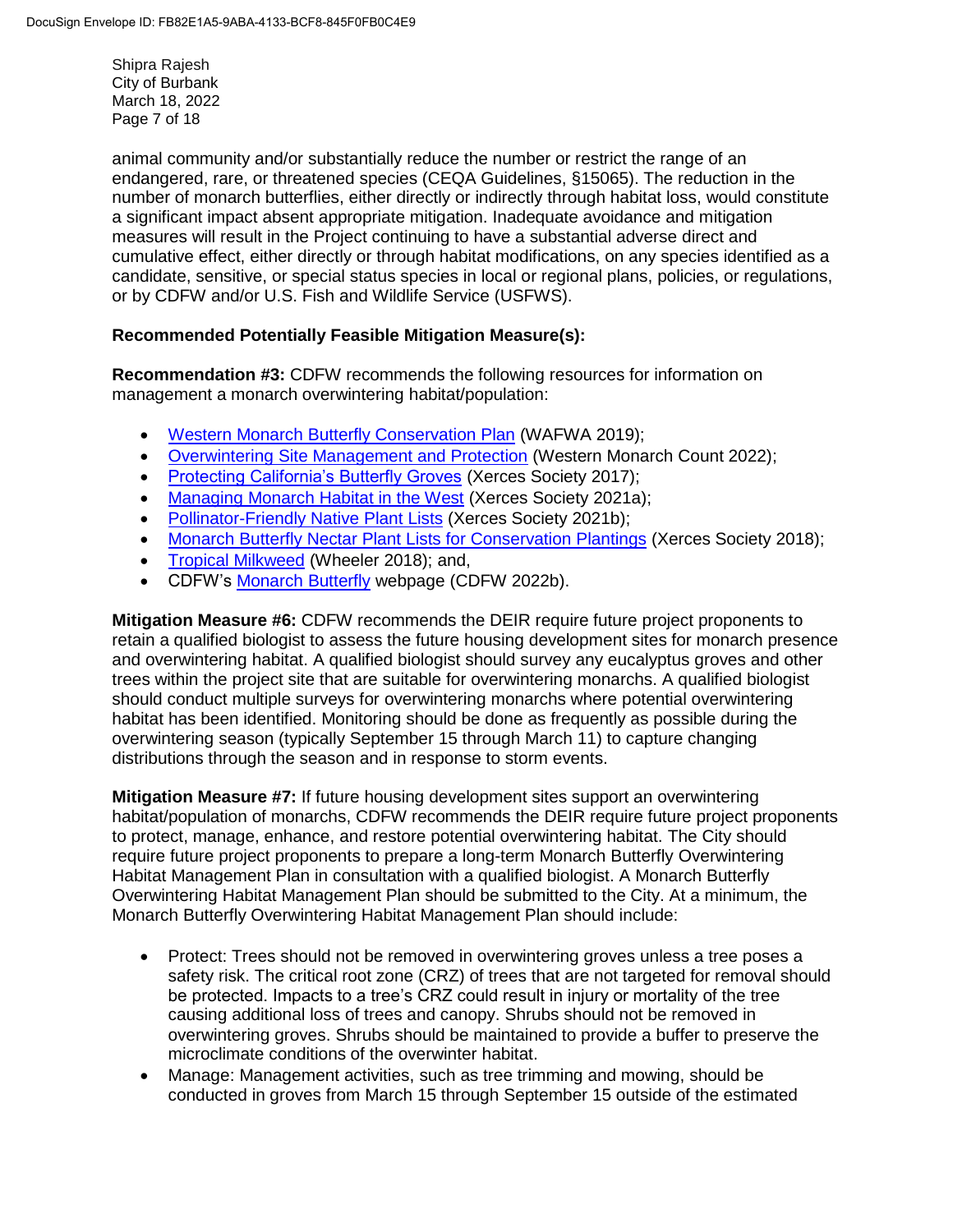animal community and/or substantially reduce the number or restrict the range of an endangered, rare, or threatened species (CEQA Guidelines, §15065). The reduction in the number of monarch butterflies, either directly or indirectly through habitat loss, would constitute a significant impact absent appropriate mitigation. Inadequate avoidance and mitigation measures will result in the Project continuing to have a substantial adverse direct and cumulative effect, either directly or through habitat modifications, on any species identified as a candidate, sensitive, or special status species in local or regional plans, policies, or regulations, or by CDFW and/or U.S. Fish and Wildlife Service (USFWS).

**Recommended Potentially Feasible Mitigation Measure(s):**

**Recommendation #3:** CDFW recommends the following resources for information on management a monarch overwintering habitat/population:

- Western Monarch Butterfly Conservation Plan (WAFWA 2019);
- Overwintering Site Management and Protection (Western Monarch Count 2022);
- Protecting California's Butterfly Groves (Xerces Society 2017);
- Managing Monarch Habitat in the West (Xerces Society 2021a);
- Pollinator-Friendly Native Plant Lists (Xerces Society 2021b);
- Monarch Butterfly Nectar Plant Lists for Conservation Plantings (Xerces Society 2018);
- Tropical Milkweed (Wheeler 2018); and,
- CDFW's Monarch Butterfly webpage (CDFW 2022b).

**Mitigation Measure #6:** CDFW recommends the DEIR require future project proponents to retain a qualified biologist to assess the future housing development sites for monarch presence and overwintering habitat. A qualified biologist should survey any eucalyptus groves and other trees within the project site that are suitable for overwintering monarchs. A qualified biologist should conduct multiple surveys for overwintering monarchs where potential overwintering habitat has been identified. Monitoring should be done as frequently as possible during the overwintering season (typically September 15 through March 11) to capture changing distributions through the season and in response to storm events.

**Mitigation Measure #7:** If future housing development sites support an overwintering habitat/population of monarchs, CDFW recommends the DEIR require future project proponents to protect, manage, enhance, and restore potential overwintering habitat. The City should require future project proponents to prepare a long-term Monarch Butterfly Overwintering Habitat Management Plan in consultation with a qualified biologist. A Monarch Butterfly Overwintering Habitat Management Plan should be submitted to the City. At a minimum, the Monarch Butterfly Overwintering Habitat Management Plan should include:

- Protect: Trees should not be removed in overwintering groves unless a tree poses a safety risk. The critical root zone (CRZ) of trees that are not targeted for removal should be protected. Impacts to a tree's CRZ could result in injury or mortality of the tree causing additional loss of trees and canopy. Shrubs should not be removed in overwintering groves. Shrubs should be maintained to provide a buffer to preserve the microclimate conditions of the overwinter habitat.
- Manage: Management activities, such as tree trimming and mowing, should be conducted in groves from March 15 through September 15 outside of the estimated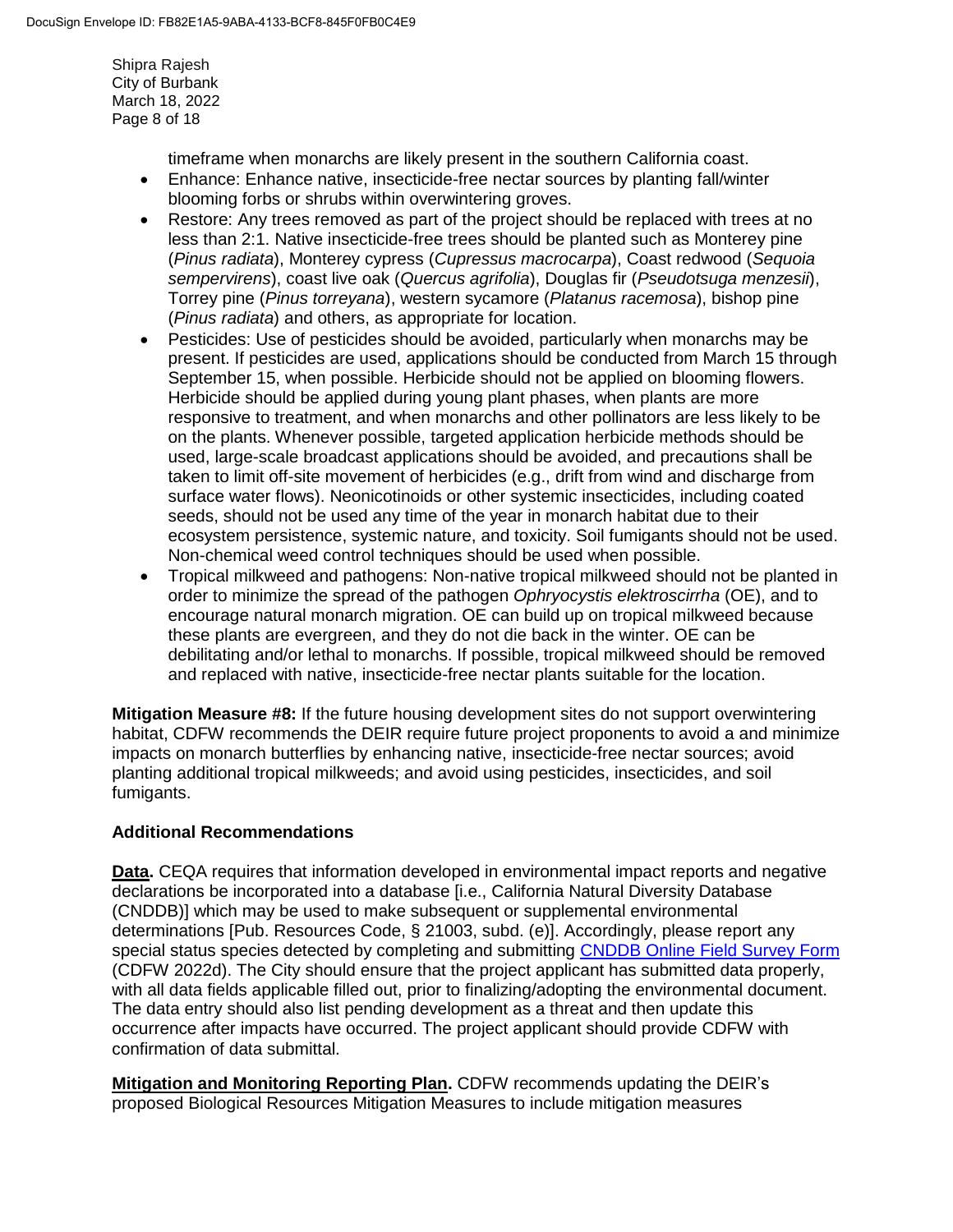timeframe when monarchs are likely present in the southern California coast.

- Enhance: Enhance native, insecticide-free nectar sources by planting fall/winter blooming forbs or shrubs within overwintering groves.
- Restore: Any trees removed as part of the project should be replaced with trees at no less than 2:1. Native insecticide-free trees should be planted such as Monterey pine (*Pinus radiata*), Monterey cypress (*Cupressus macrocarpa*), Coast redwood (*Sequoia sempervirens*), coast live oak (*Quercus agrifolia*), Douglas fir (*Pseudotsuga menzesii*), Torrey pine (*Pinus torreyana*), western sycamore (*Platanus racemosa*), bishop pine (*Pinus radiata*) and others, as appropriate for location.
- Pesticides: Use of pesticides should be avoided, particularly when monarchs may be present. If pesticides are used, applications should be conducted from March 15 through September 15, when possible. Herbicide should not be applied on blooming flowers. Herbicide should be applied during young plant phases, when plants are more responsive to treatment, and when monarchs and other pollinators are less likely to be on the plants. Whenever possible, targeted application herbicide methods should be used, large-scale broadcast applications should be avoided, and precautions shall be taken to limit off-site movement of herbicides (e.g., drift from wind and discharge from surface water flows). Neonicotinoids or other systemic insecticides, including coated seeds, should not be used any time of the year in monarch habitat due to their ecosystem persistence, systemic nature, and toxicity. Soil fumigants should not be used. Non-chemical weed control techniques should be used when possible.
- Tropical milkweed and pathogens: Non-native tropical milkweed should not be planted in order to minimize the spread of the pathogen *Ophryocystis elektroscirrha* (OE), and to encourage natural monarch migration. OE can build up on tropical milkweed because these plants are evergreen, and they do not die back in the winter. OE can be debilitating and/or lethal to monarchs. If possible, tropical milkweed should be removed and replaced with native, insecticide-free nectar plants suitable for the location.

**Mitigation Measure #8:** If the future housing development sites do not support overwintering habitat, CDFW recommends the DEIR require future project proponents to avoid a and minimize impacts on monarch butterflies by enhancing native, insecticide-free nectar sources; avoid planting additional tropical milkweeds; and avoid using pesticides, insecticides, and soil fumigants.

**Additional Recommendations**

**Data.** CEQA requires that information developed in environmental impact reports and negative declarations be incorporated into a database [i.e., California Natural Diversity Database (CNDDB)] which may be used to make subsequent or supplemental environmental determinations [Pub. Resources Code, § 21003, subd. (e)]. Accordingly, please report any special status species detected by completing and submitting CNDDB Online Field Survey Form (CDFW 2022d). The City should ensure that the project applicant has submitted data properly, with all data fields applicable filled out, prior to finalizing/adopting the environmental document. The data entry should also list pending development as a threat and then update this occurrence after impacts have occurred. The project applicant should provide CDFW with confirmation of data submittal.

**Mitigation and Monitoring Reporting Plan.** CDFW recommends updating the DEIR's proposed Biological Resources Mitigation Measures to include mitigation measures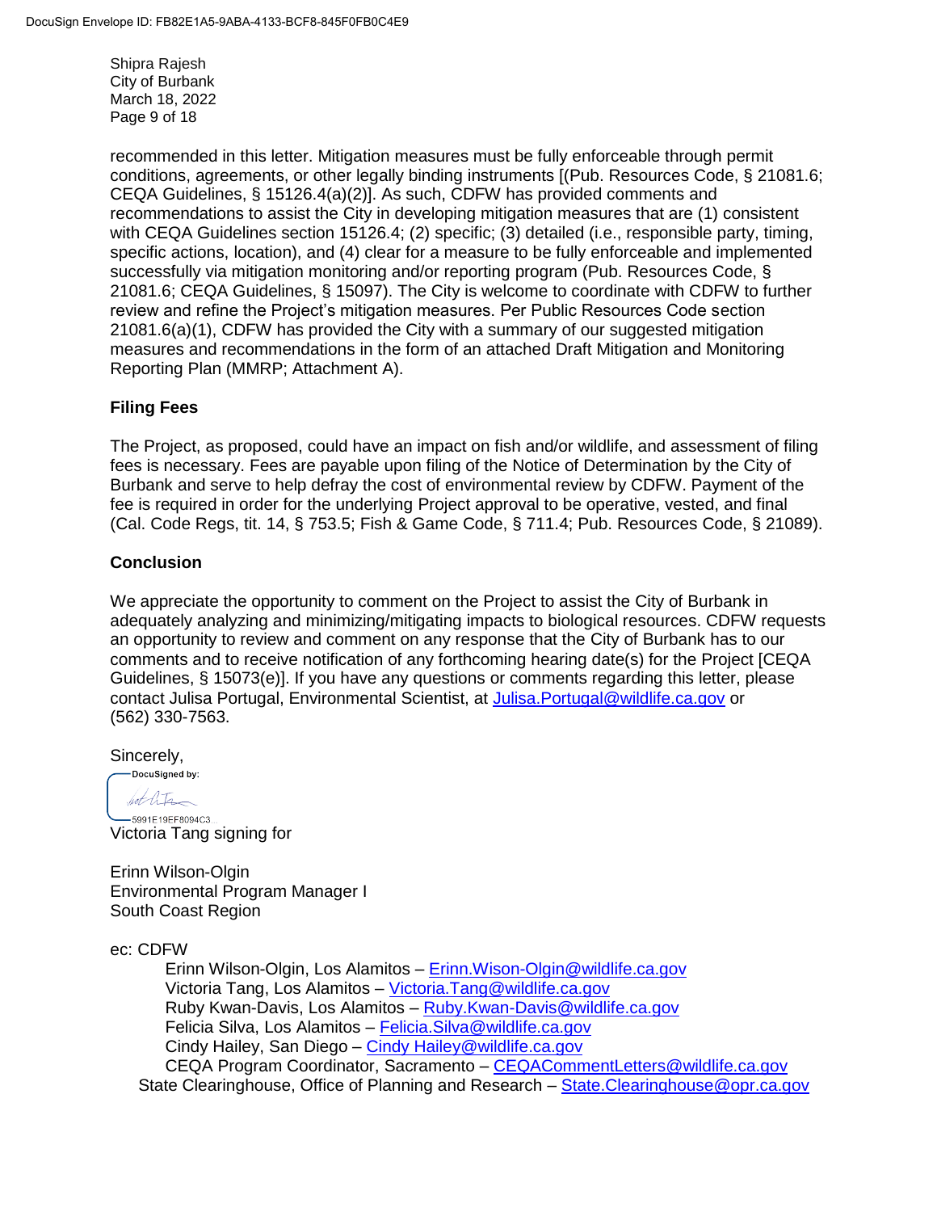recommended in this letter. Mitigation measures must be fully enforceable through permit conditions, agreements, or other legally binding instruments [(Pub. Resources Code, § 21081.6; CEQA Guidelines, § 15126.4(a)(2)]. As such, CDFW has provided comments and recommendations to assist the City in developing mitigation measures that are (1) consistent with CEQA Guidelines section 15126.4; (2) specific; (3) detailed (i.e., responsible party, timing, specific actions, location), and (4) clear for a measure to be fully enforceable and implemented successfully via mitigation monitoring and/or reporting program (Pub. Resources Code, § 21081.6; CEQA Guidelines, § 15097). The City is welcome to coordinate with CDFW to further review and refine the Project's mitigation measures. Per Public Resources Code section 21081.6(a)(1), CDFW has provided the City with a summary of our suggested mitigation measures and recommendations in the form of an attached Draft Mitigation and Monitoring Reporting Plan (MMRP; Attachment A).

## Filing Fees

The Project, as proposed, could have an impact on fish and/or wildlife, and assessment of filing fees is necessary. Fees are payable upon filing of the Notice of Determination by the City of Burbank and serve to help defray the cost of environmental review by CDFW. Payment of the fee is required in order for the underlying Project approval to be operative, vested, and final (Cal. Code Regs, tit. 14, § 753.5; Fish & Game Code, § 711.4; Pub. Resources Code, § 21089).

## Conclusion

We appreciate the opportunity to comment on the Project to assist the City of Burbank in adequately analyzing and minimizing/mitigating impacts to biological resources. CDFW requests an opportunity to review and comment on any response that the City of Burbank has to our comments and to receive notification of any forthcoming hearing date(s) for the Project [CEQA Guidelines, § 15073(e)]. If you have any questions or comments regarding this letter, please contact Julisa Portugal, Environmental Scientist, at Julisa.Portugal@wildlife.ca.gov or (562) 330-7563.

Sincerely,

DocuSigned by:

5991E19EF8094C3...

Victoria Tang signing for

Erinn Wilson-Olgin
Environmental Program Manager I
South Coast Region

ec: CDFW

Erinn Wilson-Olgin, Los Alamitos – Erinn.Wison-Olgin@wildlife.ca.gov
Victoria Tang, Los Alamitos – Victoria.Tang@wildlife.ca.gov
Ruby Kwan-Davis, Los Alamitos – Ruby.Kwan-Davis@wildlife.ca.gov
Felicia Silva, Los Alamitos – Felicia.Silva@wildlife.ca.gov
Cindy Hailey, San Diego – Cindy Hailey@wildlife.ca.gov
CEQA Program Coordinator, Sacramento – CEQACommentLetters@wildlife.ca.gov

State Clearinghouse, Office of Planning and Research – State.Clearinghouse@opr.ca.gov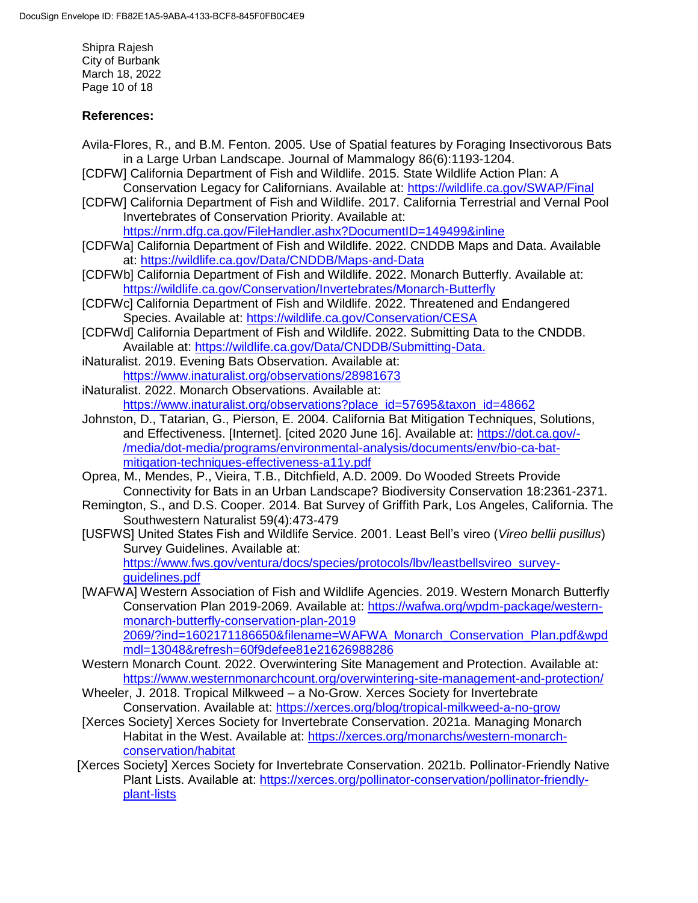**References:**

Avila-Flores, R., and B.M. Fenton. 2005. Use of Spatial features by Foraging Insectivorous Bats in a Large Urban Landscape. Journal of Mammalogy 86(6):1193-1204.

[CDFW] California Department of Fish and Wildlife. 2015. State Wildlife Action Plan: A Conservation Legacy for Californians. Available at: https://wildlife.ca.gov/SWAP/Final

[CDFW] California Department of Fish and Wildlife. 2017. California Terrestrial and Vernal Pool Invertebrates of Conservation Priority. Available at: https://nrm.dfg.ca.gov/FileHandler.ashx?DocumentID=149499&inline

[CDFWa] California Department of Fish and Wildlife. 2022. CNDDB Maps and Data. Available at: https://wildlife.ca.gov/Data/CNDDB/Maps-and-Data

[CDFWb] California Department of Fish and Wildlife. 2022. Monarch Butterfly. Available at: https://wildlife.ca.gov/Conservation/Invertebrates/Monarch-Butterfly

[CDFWc] California Department of Fish and Wildlife. 2022. Threatened and Endangered Species. Available at: https://wildlife.ca.gov/Conservation/CESA

[CDFWd] California Department of Fish and Wildlife. 2022. Submitting Data to the CNDDB. Available at: https://wildlife.ca.gov/Data/CNDDB/Submitting-Data.

iNaturalist. 2019. Evening Bats Observation. Available at: https://www.inaturalist.org/observations/28981673

iNaturalist. 2022. Monarch Observations. Available at: https://www.inaturalist.org/observations?place_id=57695&taxon_id=48662

Johnston, D., Tatarian, G., Pierson, E. 2004. California Bat Mitigation Techniques, Solutions, and Effectiveness. [Internet]. [cited 2020 June 16]. Available at: https://dot.ca.gov/-/media/dot-media/programs/environmental-analysis/documents/env/bio-ca-bat-mitigation-techniques-effectiveness-a11y.pdf

Oprea, M., Mendes, P., Vieira, T.B., Ditchfield, A.D. 2009. Do Wooded Streets Provide Connectivity for Bats in an Urban Landscape? Biodiversity Conservation 18:2361-2371.

Remington, S., and D.S. Cooper. 2014. Bat Survey of Griffith Park, Los Angeles, California. The Southwestern Naturalist 59(4):473-479

[USFWS] United States Fish and Wildlife Service. 2001. Least Bell's vireo (*Vireo bellii pusillus*) Survey Guidelines. Available at: https://www.fws.gov/ventura/docs/species/protocols/lbv/leastbellsvireo_survey-guidelines.pdf

[WAFWA] Western Association of Fish and Wildlife Agencies. 2019. Western Monarch Butterfly Conservation Plan 2019-2069. Available at: https://wafwa.org/wpdm-package/western-monarch-butterfly-conservation-plan-2019 2069/?ind=1602171186650&filename=WAFWA_Monarch_Conservation_Plan.pdf&wpdmdl=13048&refresh=60f9defee81e21626988268

Western Monarch Count. 2022. Overwintering Site Management and Protection. Available at: https://www.westernmonarchcount.org/overwintering-site-management-and-protection/

Wheeler, J. 2018. Tropical Milkweed – a No-Grow. Xerces Society for Invertebrate Conservation. Available at: https://xerces.org/blog/tropical-milkweed-a-no-grow

[Xerces Society] Xerces Society for Invertebrate Conservation. 2021a. Managing Monarch Habitat in the West. Available at: https://xerces.org/monarchs/western-monarch-conservation/habitat

[Xerces Society] Xerces Society for Invertebrate Conservation. 2021b. Pollinator-Friendly Native Plant Lists. Available at: https://xerces.org/pollinator-conservation/pollinator-friendly-plant-lists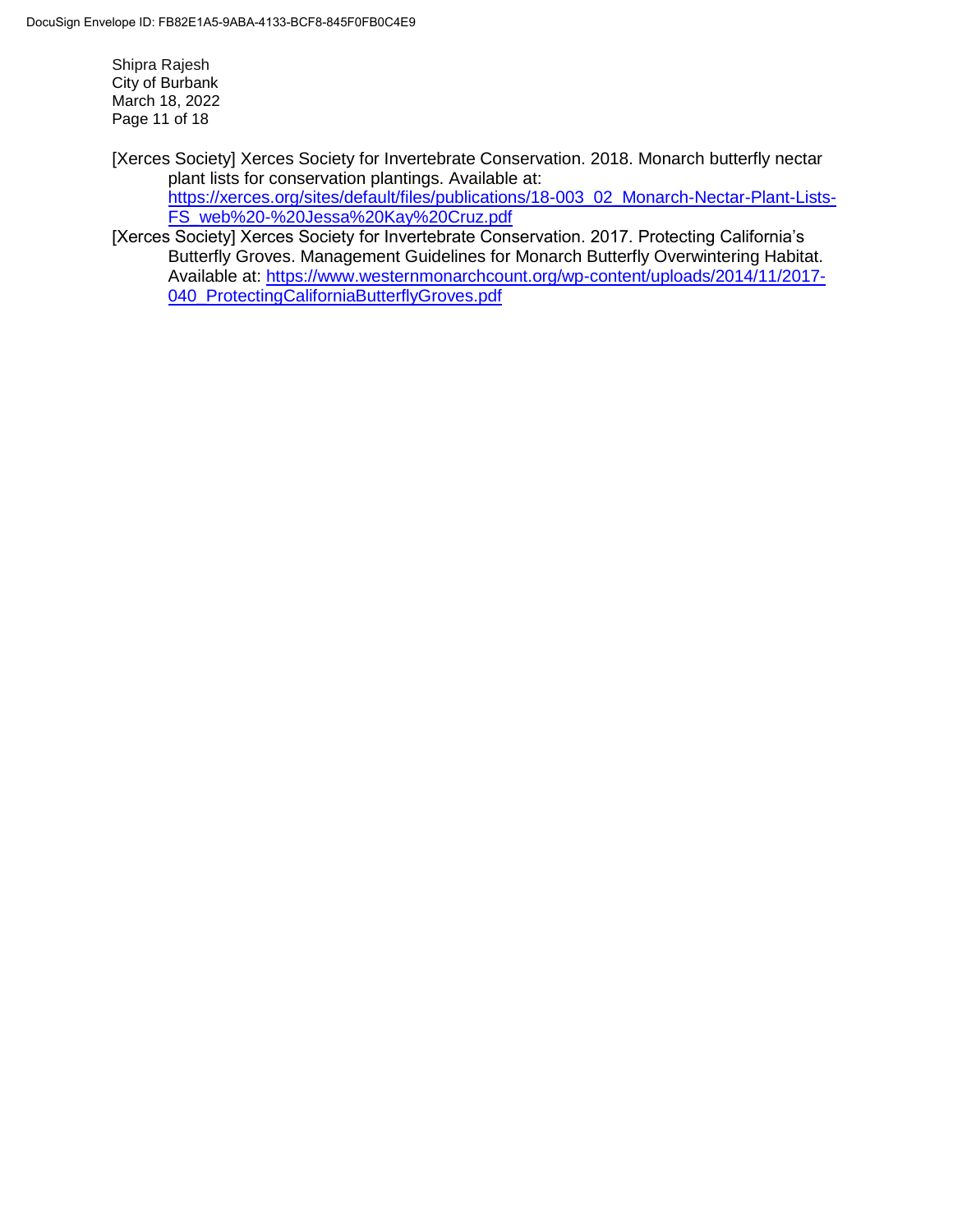[Xerces Society] Xerces Society for Invertebrate Conservation. 2018. Monarch butterfly nectar plant lists for conservation plantings. Available at: https://xerces.org/sites/default/files/publications/18-003_02_Monarch-Nectar-Plant-Lists-FS_web%20-%20Jessa%20Kay%20Cruz.pdf

[Xerces Society] Xerces Society for Invertebrate Conservation. 2017. Protecting California's Butterfly Groves. Management Guidelines for Monarch Butterfly Overwintering Habitat. Available at: https://www.westernmonarchcount.org/wp-content/uploads/2014/11/2017-040_ProtectingCaliforniaButterflyGroves.pdf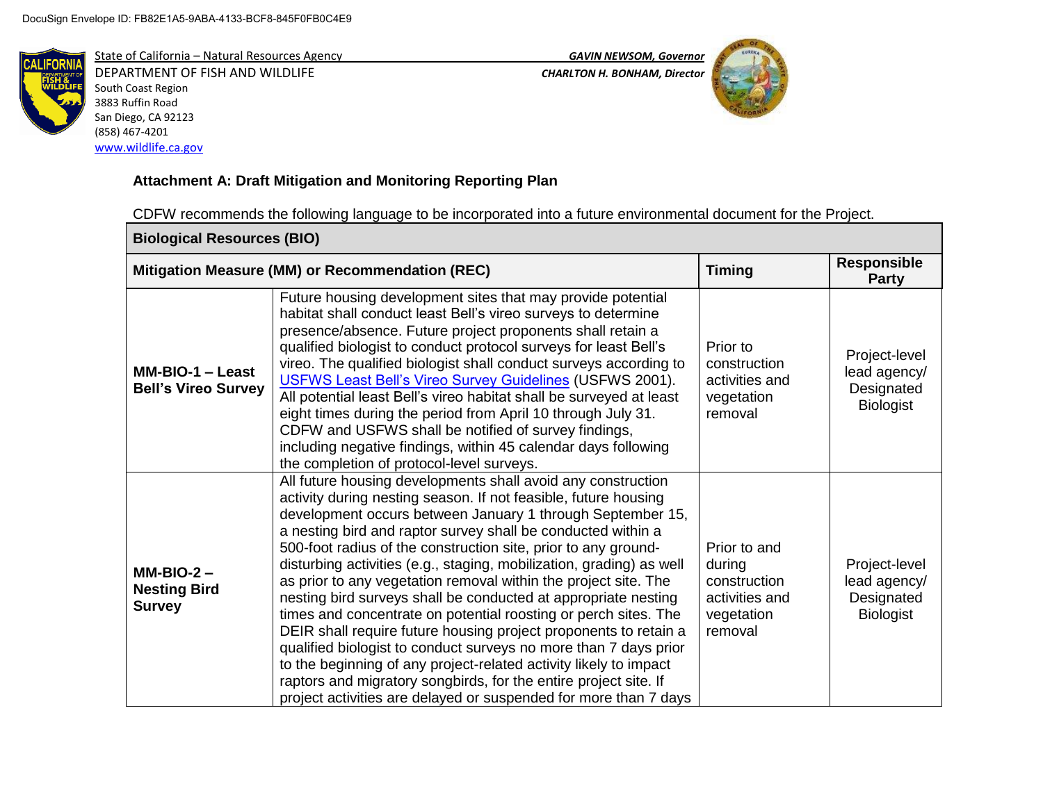DocuSign Envelope ID: FB82E1A5-9ABA-4133-BCF8-845F0FB0C4E9

State of California – Natural Resources Agency
DEPARTMENT OF FISH AND WILDLIFE
South Coast Region
3883 Ruffin Road
San Diego, CA 92123
(858) 467-4201
www.wildlife.ca.gov

*GAVIN NEWSOM, Governor*
*CHARLTON H. BONHAM, Director*

**Attachment A: Draft Mitigation and Monitoring Reporting Plan**

CDFW recommends the following language to be incorporated into a future environmental document for the Project.

| **Biological Resources (BIO)** | | | |
|---|---|---|---|
| **Mitigation Measure (MM) or Recommendation (REC)** | | **Timing** | **Responsible Party** |
| **MM-BIO-1 – Least Bell's Vireo Survey** | Future housing development sites that may provide potential habitat shall conduct least Bell's vireo surveys to determine presence/absence. Future project proponents shall retain a qualified biologist to conduct protocol surveys for least Bell's vireo. The qualified biologist shall conduct surveys according to USFWS Least Bell's Vireo Survey Guidelines (USFWS 2001). All potential least Bell's vireo habitat shall be surveyed at least eight times during the period from April 10 through July 31. CDFW and USFWS shall be notified of survey findings, including negative findings, within 45 calendar days following the completion of protocol-level surveys. | Prior to construction activities and vegetation removal | Project-level lead agency/ Designated Biologist |
| **MM-BIO-2 – Nesting Bird Survey** | All future housing developments shall avoid any construction activity during nesting season. If not feasible, future housing development occurs between January 1 through September 15, a nesting bird and raptor survey shall be conducted within a 500-foot radius of the construction site, prior to any ground-disturbing activities (e.g., staging, mobilization, grading) as well as prior to any vegetation removal within the project site. The nesting bird surveys shall be conducted at appropriate nesting times and concentrate on potential roosting or perch sites. The DEIR shall require future housing project proponents to retain a qualified biologist to conduct surveys no more than 7 days prior to the beginning of any project-related activity likely to impact raptors and migratory songbirds, for the entire project site. If project activities are delayed or suspended for more than 7 days | Prior to and during construction activities and vegetation removal | Project-level lead agency/ Designated Biologist |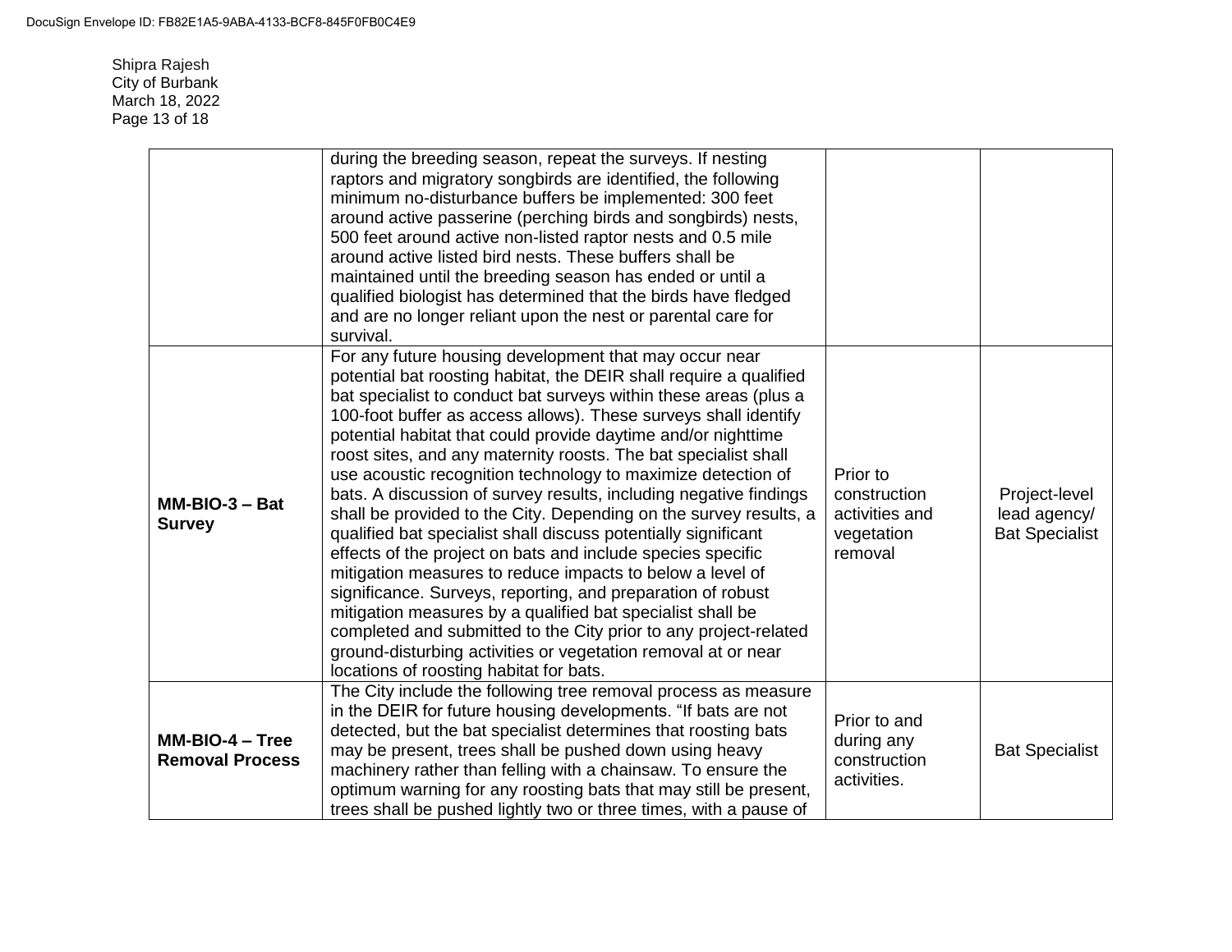| | | | |
|---|---|---|---|
| | during the breeding season, repeat the surveys. If nesting raptors and migratory songbirds are identified, the following minimum no-disturbance buffers be implemented: 300 feet around active passerine (perching birds and songbirds) nests, 500 feet around active non-listed raptor nests and 0.5 mile around active listed bird nests. These buffers shall be maintained until the breeding season has ended or until a qualified biologist has determined that the birds have fledged and are no longer reliant upon the nest or parental care for survival. | | |
| **MM-BIO-3 – Bat Survey** | For any future housing development that may occur near potential bat roosting habitat, the DEIR shall require a qualified bat specialist to conduct bat surveys within these areas (plus a 100-foot buffer as access allows). These surveys shall identify potential habitat that could provide daytime and/or nighttime roost sites, and any maternity roosts. The bat specialist shall use acoustic recognition technology to maximize detection of bats. A discussion of survey results, including negative findings shall be provided to the City. Depending on the survey results, a qualified bat specialist shall discuss potentially significant effects of the project on bats and include species specific mitigation measures to reduce impacts to below a level of significance. Surveys, reporting, and preparation of robust mitigation measures by a qualified bat specialist shall be completed and submitted to the City prior to any project-related ground-disturbing activities or vegetation removal at or near locations of roosting habitat for bats. | Prior to construction activities and vegetation removal | Project-level lead agency/ Bat Specialist |
| **MM-BIO-4 – Tree Removal Process** | The City include the following tree removal process as measure in the DEIR for future housing developments. "If bats are not detected, but the bat specialist determines that roosting bats may be present, trees shall be pushed down using heavy machinery rather than felling with a chainsaw. To ensure the optimum warning for any roosting bats that may still be present, trees shall be pushed lightly two or three times, with a pause of | Prior to and during any construction activities. | Bat Specialist |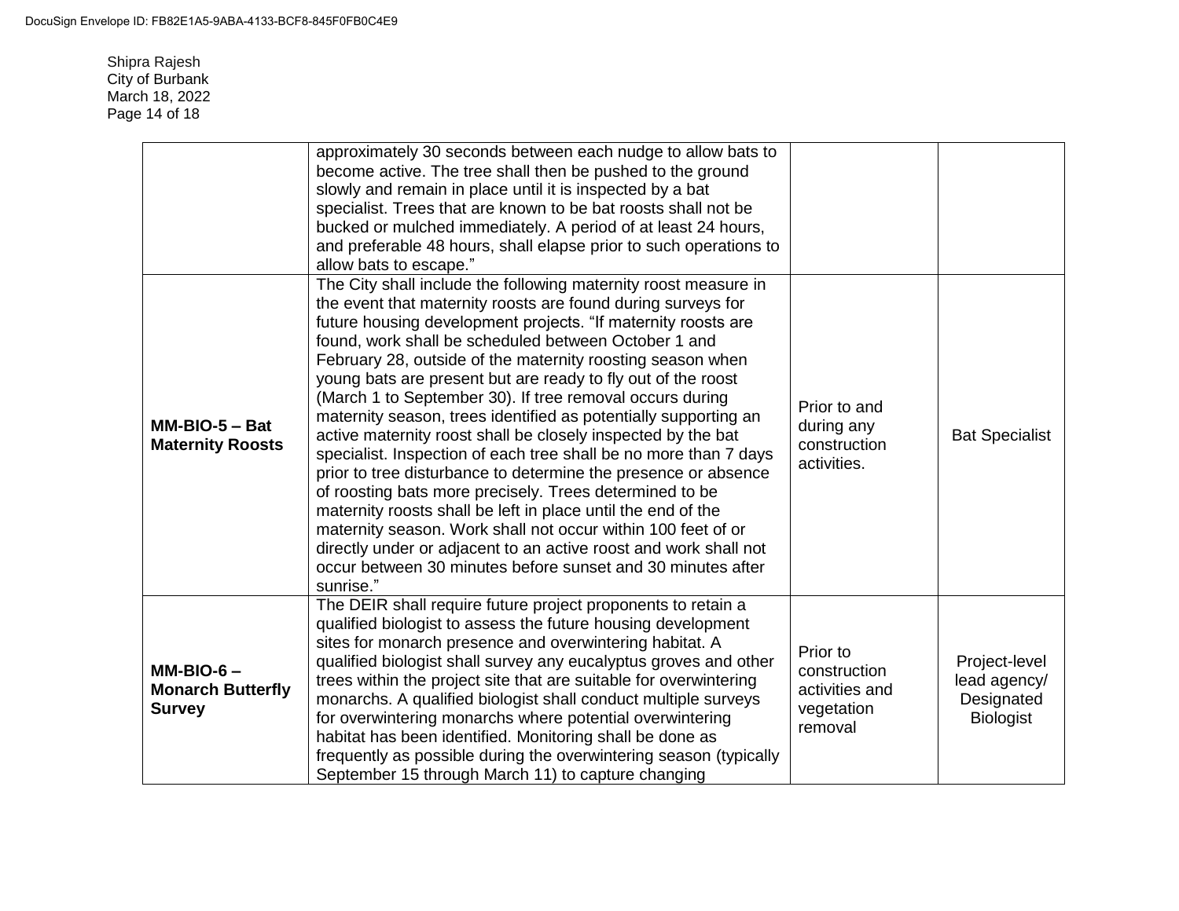| | | | |
|---|---|---|---|
| | approximately 30 seconds between each nudge to allow bats to become active. The tree shall then be pushed to the ground slowly and remain in place until it is inspected by a bat specialist. Trees that are known to be bat roosts shall not be bucked or mulched immediately. A period of at least 24 hours, and preferable 48 hours, shall elapse prior to such operations to allow bats to escape." | | |
| **MM-BIO-5 – Bat Maternity Roosts** | The City shall include the following maternity roost measure in the event that maternity roosts are found during surveys for future housing development projects. "If maternity roosts are found, work shall be scheduled between October 1 and February 28, outside of the maternity roosting season when young bats are present but are ready to fly out of the roost (March 1 to September 30). If tree removal occurs during maternity season, trees identified as potentially supporting an active maternity roost shall be closely inspected by the bat specialist. Inspection of each tree shall be no more than 7 days prior to tree disturbance to determine the presence or absence of roosting bats more precisely. Trees determined to be maternity roosts shall be left in place until the end of the maternity season. Work shall not occur within 100 feet of or directly under or adjacent to an active roost and work shall not occur between 30 minutes before sunset and 30 minutes after sunrise." | Prior to and during any construction activities. | Bat Specialist |
| **MM-BIO-6 – Monarch Butterfly Survey** | The DEIR shall require future project proponents to retain a qualified biologist to assess the future housing development sites for monarch presence and overwintering habitat. A qualified biologist shall survey any eucalyptus groves and other trees within the project site that are suitable for overwintering monarchs. A qualified biologist shall conduct multiple surveys for overwintering monarchs where potential overwintering habitat has been identified. Monitoring shall be done as frequently as possible during the overwintering season (typically September 15 through March 11) to capture changing | Prior to construction activities and vegetation removal | Project-level lead agency/ Designated Biologist |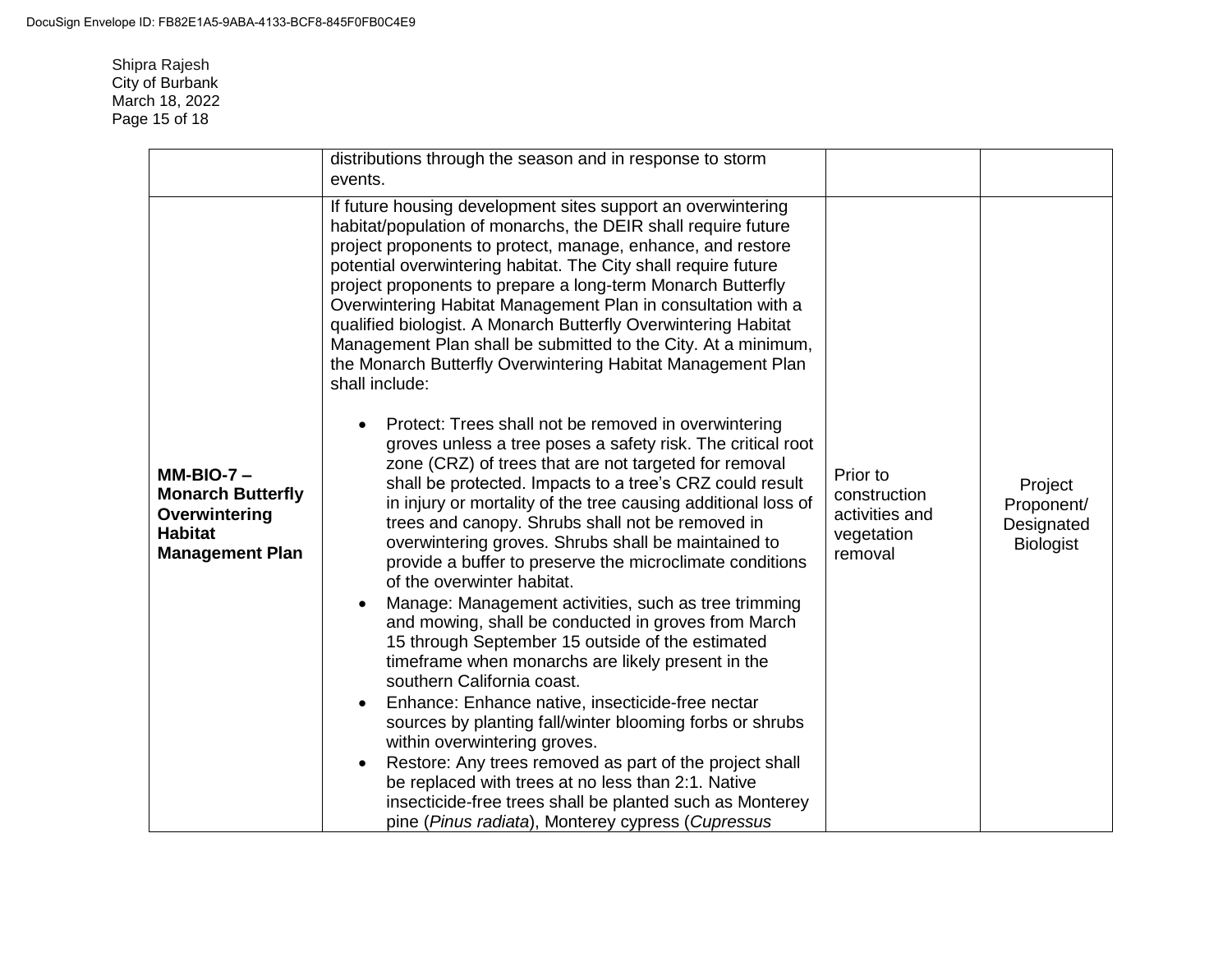| | | | |
|---|---|---|---|
| | distributions through the season and in response to storm events. | | |
| **MM-BIO-7 – Monarch Butterfly Overwintering Habitat Management Plan** | If future housing development sites support an overwintering habitat/population of monarchs, the DEIR shall require future project proponents to protect, manage, enhance, and restore potential overwintering habitat. The City shall require future project proponents to prepare a long-term Monarch Butterfly Overwintering Habitat Management Plan in consultation with a qualified biologist. A Monarch Butterfly Overwintering Habitat Management Plan shall be submitted to the City. At a minimum, the Monarch Butterfly Overwintering Habitat Management Plan shall include:<br><br>• Protect: Trees shall not be removed in overwintering groves unless a tree poses a safety risk. The critical root zone (CRZ) of trees that are not targeted for removal shall be protected. Impacts to a tree's CRZ could result in injury or mortality of the tree causing additional loss of trees and canopy. Shrubs shall not be removed in overwintering groves. Shrubs shall be maintained to provide a buffer to preserve the microclimate conditions of the overwinter habitat.<br>• Manage: Management activities, such as tree trimming and mowing, shall be conducted in groves from March 15 through September 15 outside of the estimated timeframe when monarchs are likely present in the southern California coast.<br>• Enhance: Enhance native, insecticide-free nectar sources by planting fall/winter blooming forbs or shrubs within overwintering groves.<br>• Restore: Any trees removed as part of the project shall be replaced with trees at no less than 2:1. Native insecticide-free trees shall be planted such as Monterey pine (*Pinus radiata*), Monterey cypress (*Cupressus* | Prior to construction activities and vegetation removal | Project Proponent/ Designated Biologist |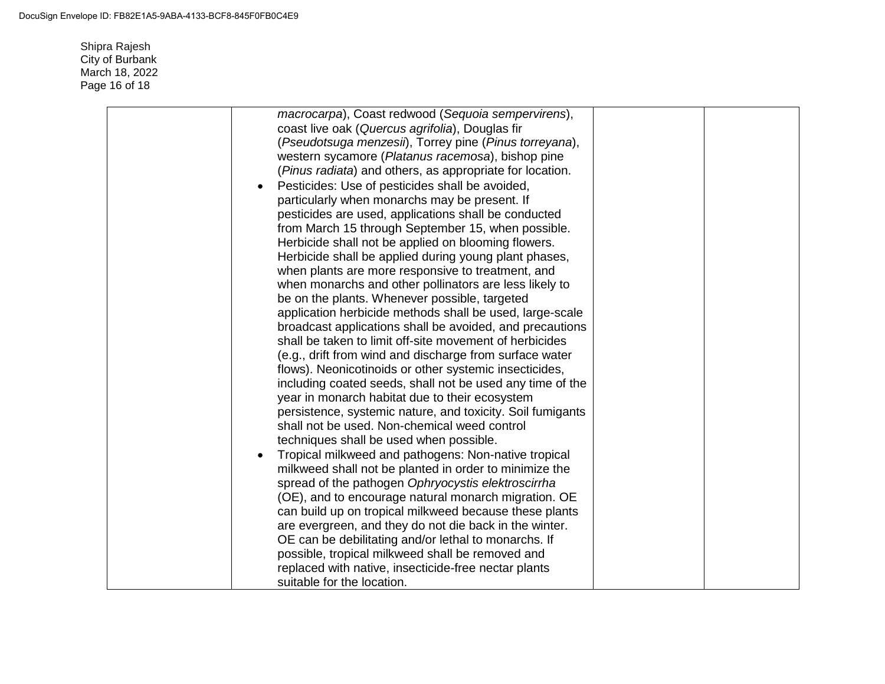| | | | |
|---|---|---|---|
| | *macrocarpa*), Coast redwood (*Sequoia sempervirens*), coast live oak (*Quercus agrifolia*), Douglas fir (*Pseudotsuga menzesii*), Torrey pine (*Pinus torreyana*), western sycamore (*Platanus racemosa*), bishop pine (*Pinus radiata*) and others, as appropriate for location.<br>• Pesticides: Use of pesticides shall be avoided, particularly when monarchs may be present. If pesticides are used, applications shall be conducted from March 15 through September 15, when possible. Herbicide shall not be applied on blooming flowers. Herbicide shall be applied during young plant phases, when plants are more responsive to treatment, and when monarchs and other pollinators are less likely to be on the plants. Whenever possible, targeted application herbicide methods shall be used, large-scale broadcast applications shall be avoided, and precautions shall be taken to limit off-site movement of herbicides (e.g., drift from wind and discharge from surface water flows). Neonicotinoids or other systemic insecticides, including coated seeds, shall not be used any time of the year in monarch habitat due to their ecosystem persistence, systemic nature, and toxicity. Soil fumigants shall not be used. Non-chemical weed control techniques shall be used when possible.<br>• Tropical milkweed and pathogens: Non-native tropical milkweed shall not be planted in order to minimize the spread of the pathogen *Ophryocystis elektroscirrha* (OE), and to encourage natural monarch migration. OE can build up on tropical milkweed because these plants are evergreen, and they do not die back in the winter. OE can be debilitating and/or lethal to monarchs. If possible, tropical milkweed shall be removed and replaced with native, insecticide-free nectar plants suitable for the location. | | |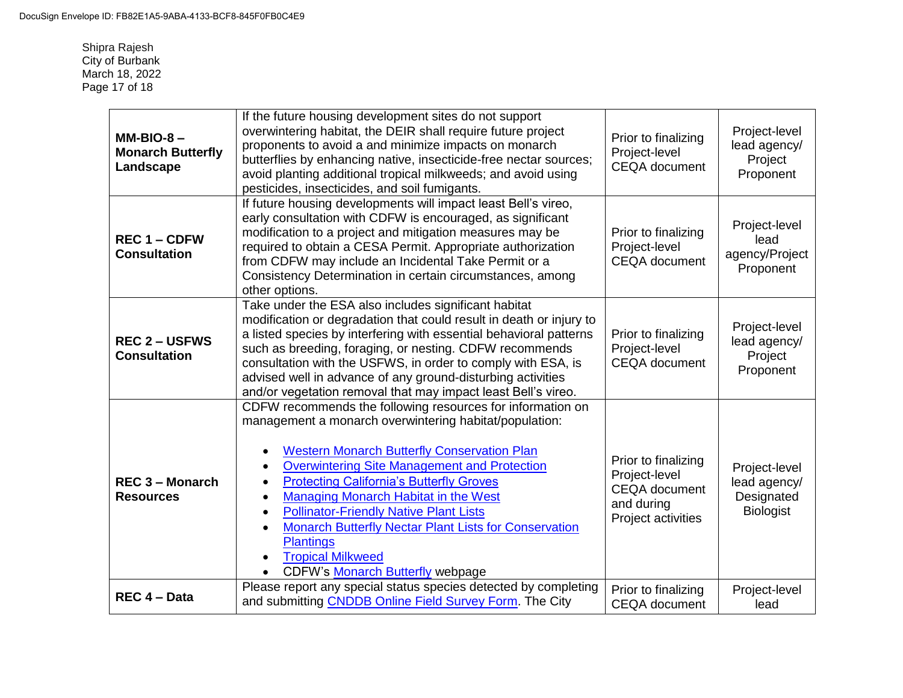| **MM-BIO-8 – Monarch Butterfly Landscape** | If the future housing development sites do not support overwintering habitat, the DEIR shall require future project proponents to avoid a and minimize impacts on monarch butterflies by enhancing native, insecticide-free nectar sources; avoid planting additional tropical milkweeds; and avoid using pesticides, insecticides, and soil fumigants. | Prior to finalizing Project-level CEQA document | Project-level lead agency/ Project Proponent |
|---|---|---|---|
| **REC 1 – CDFW Consultation** | If future housing developments will impact least Bell's vireo, early consultation with CDFW is encouraged, as significant modification to a project and mitigation measures may be required to obtain a CESA Permit. Appropriate authorization from CDFW may include an Incidental Take Permit or a Consistency Determination in certain circumstances, among other options. | Prior to finalizing Project-level CEQA document | Project-level lead agency/Project Proponent |
| **REC 2 – USFWS Consultation** | Take under the ESA also includes significant habitat modification or degradation that could result in death or injury to a listed species by interfering with essential behavioral patterns such as breeding, foraging, or nesting. CDFW recommends consultation with the USFWS, in order to comply with ESA, is advised well in advance of any ground-disturbing activities and/or vegetation removal that may impact least Bell's vireo. | Prior to finalizing Project-level CEQA document | Project-level lead agency/ Project Proponent |
| **REC 3 – Monarch Resources** | CDFW recommends the following resources for information on management a monarch overwintering habitat/population:<br><br>• Western Monarch Butterfly Conservation Plan<br>• Overwintering Site Management and Protection<br>• Protecting California's Butterfly Groves<br>• Managing Monarch Habitat in the West<br>• Pollinator-Friendly Native Plant Lists<br>• Monarch Butterfly Nectar Plant Lists for Conservation Plantings<br>• Tropical Milkweed<br>• CDFW's Monarch Butterfly webpage | Prior to finalizing Project-level CEQA document and during Project activities | Project-level lead agency/ Designated Biologist |
| **REC 4 – Data** | Please report any special status species detected by completing and submitting CNDDB Online Field Survey Form. The City | Prior to finalizing CEQA document | Project-level lead |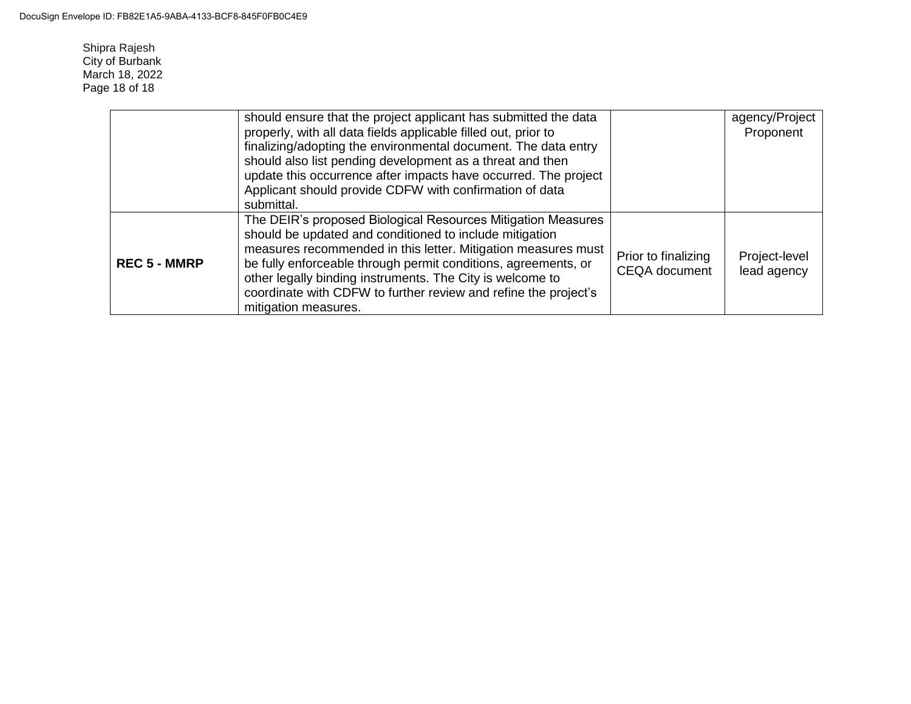| | | | |
|---|---|---|---|
| | should ensure that the project applicant has submitted the data properly, with all data fields applicable filled out, prior to finalizing/adopting the environmental document. The data entry should also list pending development as a threat and then update this occurrence after impacts have occurred. The project Applicant should provide CDFW with confirmation of data submittal. | | agency/Project Proponent |
| **REC 5 - MMRP** | The DEIR's proposed Biological Resources Mitigation Measures should be updated and conditioned to include mitigation measures recommended in this letter. Mitigation measures must be fully enforceable through permit conditions, agreements, or other legally binding instruments. The City is welcome to coordinate with CDFW to further review and refine the project's mitigation measures. | Prior to finalizing CEQA document | Project-level lead agency |